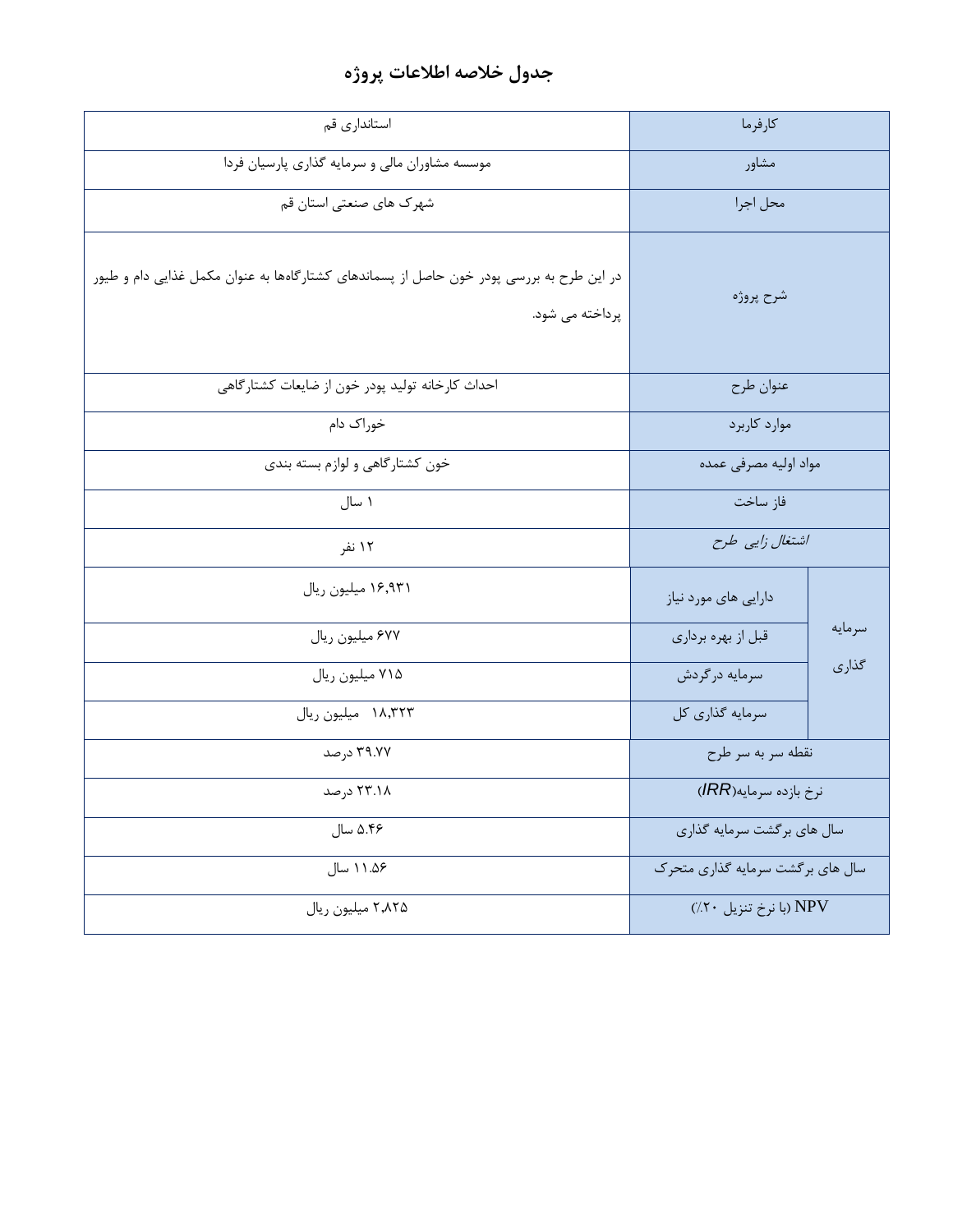# جدول خلاصه اطلاعات پروژه

| | | |
|---|---|---|
| کارفرما | | استانداری قم |
| مشاور | | موسسه مشاوران مالی و سرمایه گذاری پارسیان فردا |
| محل اجرا | | شهرک های صنعتی استان قم |
| شرح پروژه | | در این طرح به بررسی پودر خون حاصل از پسماندهای کشتارگاه‌ها به عنوان مکمل غذایی دام و طیور پرداخته می شود. |
| عنوان طرح | | احداث کارخانه تولید پودر خون از ضایعات کشتارگاهی |
| موارد کاربرد | | خوراک دام |
| مواد اولیه مصرفی عمده | | خون کشتارگاهی و لوازم بسته بندی |
| فاز ساخت | | ۱ سال |
| *اشتغال زایی طرح* | | ۱۲ نفر |
| سرمایه گذاری | دارایی های مورد نیاز | ۱۶,۹۳۱ میلیون ریال |
| | قبل از بهره برداری | ۶۷۷ میلیون ریال |
| | سرمایه درگردش | ۷۱۵ میلیون ریال |
| | سرمایه گذاری کل | ۱۸,۳۲۳ میلیون ریال |
| نقطه سر به سر طرح | | ۳۹.۷۷ درصد |
| نرخ بازده سرمایه(*IRR*) | | ۲۳.۱۸ درصد |
| سال های برگشت سرمایه گذاری | | ۵.۴۶ سال |
| سال های برگشت سرمایه گذاری متحرک | | ۱۱.۵۶ سال |
| NPV (با نرخ تنزیل ۲۰٪) | | ۲,۸۲۵ میلیون ریال |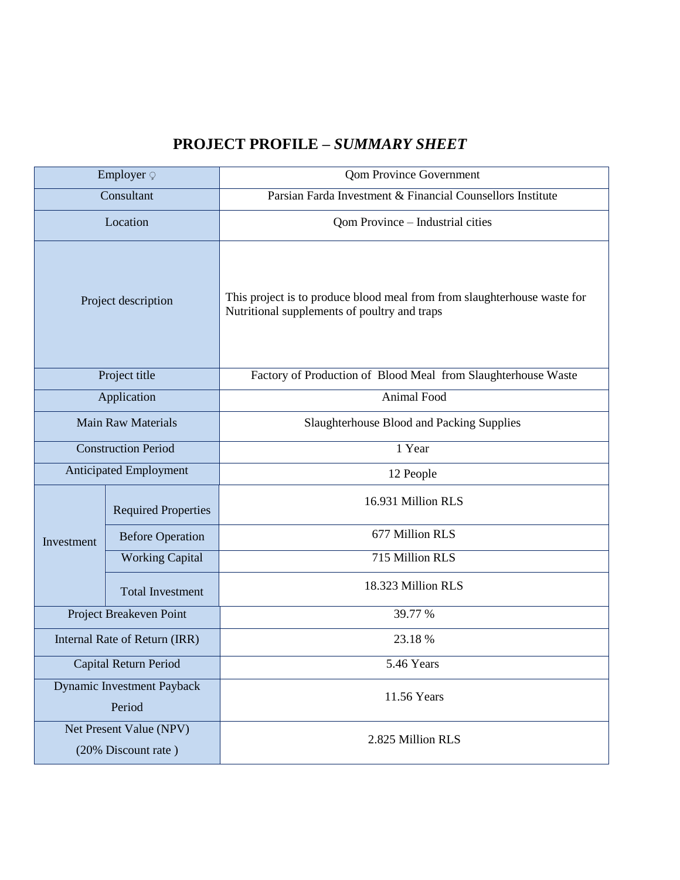# PROJECT PROFILE – *SUMMARY SHEET*

| | | |
|---|---|---|
| Employer ♀ | | Qom Province Government |
| Consultant | | Parsian Farda Investment & Financial Counsellors Institute |
| Location | | Qom Province – Industrial cities |
| Project description | | This project is to produce blood meal from from slaughterhouse waste for Nutritional supplements of poultry and traps |
| Project title | | Factory of Production of Blood Meal from Slaughterhouse Waste |
| Application | | Animal Food |
| Main Raw Materials | | Slaughterhouse Blood and Packing Supplies |
| Construction Period | | 1 Year |
| Anticipated Employment | | 12 People |
| Investment | Required Properties | 16.931 Million RLS |
| | Before Operation | 677 Million RLS |
| | Working Capital | 715 Million RLS |
| | Total Investment | 18.323 Million RLS |
| Project Breakeven Point | | 39.77 % |
| Internal Rate of Return (IRR) | | 23.18 % |
| Capital Return Period | | 5.46 Years |
| Dynamic Investment Payback Period | | 11.56 Years |
| Net Present Value (NPV) (20% Discount rate ) | | 2.825 Million RLS |